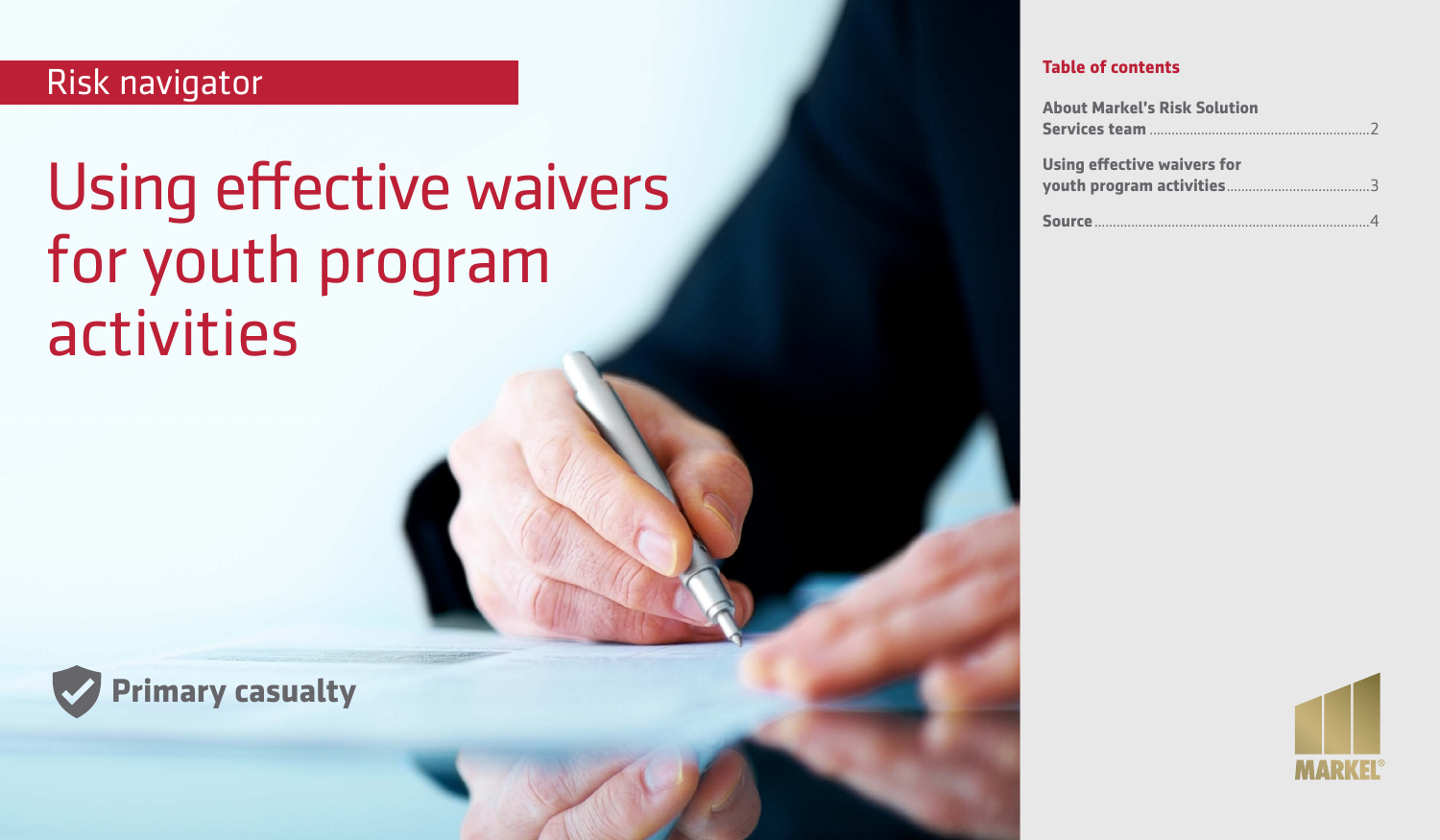Risk navigator

# Using effective waivers for youth program activities

Primary casualty

## Table of contents

| | |
|---|---|
| **About Markel's Risk Solution Services team** | 2 |
| **Using effective waivers for youth program activities** | 3 |
| **Source** | 4 |

MARKEL®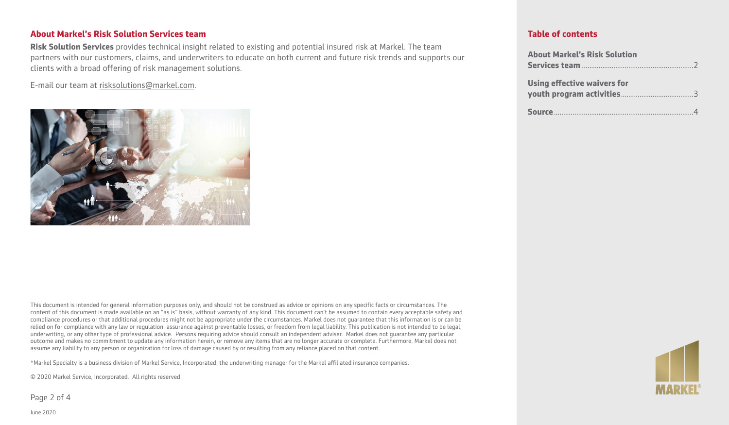## About Markel's Risk Solution Services team

**Risk Solution Services** provides technical insight related to existing and potential insured risk at Markel. The team partners with our customers, claims, and underwriters to educate on both current and future risk trends and supports our clients with a broad offering of risk management solutions.

E-mail our team at risksolutions@markel.com.

This document is intended for general information purposes only, and should not be construed as advice or opinions on any specific facts or circumstances. The content of this document is made available on an "as is" basis, without warranty of any kind. This document can't be assumed to contain every acceptable safety and compliance procedures or that additional procedures might not be appropriate under the circumstances. Markel does not guarantee that this information is or can be relied on for compliance with any law or regulation, assurance against preventable losses, or freedom from legal liability. This publication is not intended to be legal, underwriting, or any other type of professional advice. Persons requiring advice should consult an independent adviser. Markel does not guarantee any particular outcome and makes no commitment to update any information herein, or remove any items that are no longer accurate or complete. Furthermore, Markel does not assume any liability to any person or organization for loss of damage caused by or resulting from any reliance placed on that content.

*Markel Specialty is a business division of Markel Service, Incorporated, the underwriting manager for the Markel affiliated insurance companies.

© 2020 Markel Service, Incorporated. All rights reserved.

June 2020

## Table of contents

**About Markel's Risk Solution Services team** ........ 2

**Using effective waivers for youth program activities** ........ 3

**Source** ........ 4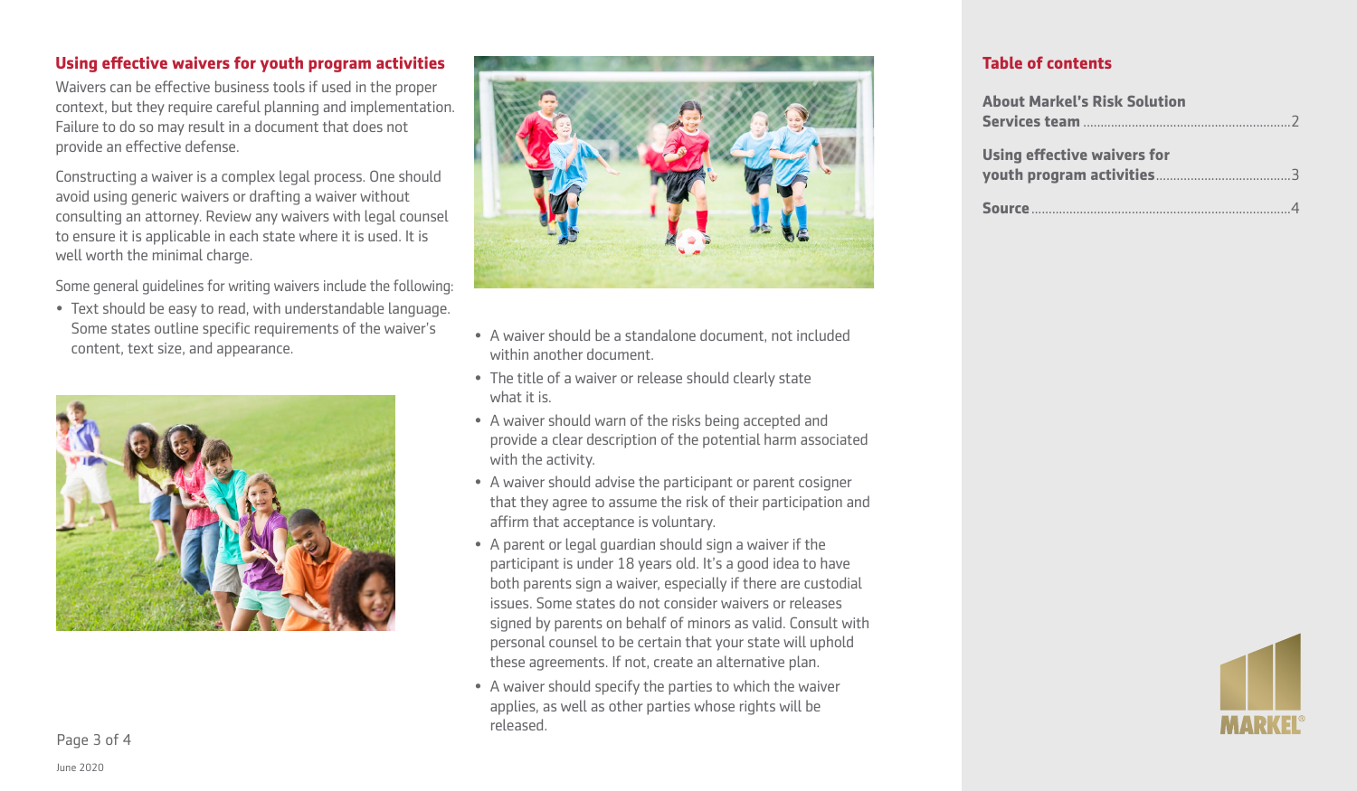## Using effective waivers for youth program activities

Waivers can be effective business tools if used in the proper context, but they require careful planning and implementation. Failure to do so may result in a document that does not provide an effective defense.

Constructing a waiver is a complex legal process. One should avoid using generic waivers or drafting a waiver without consulting an attorney. Review any waivers with legal counsel to ensure it is applicable in each state where it is used. It is well worth the minimal charge.

Some general guidelines for writing waivers include the following:

- Text should be easy to read, with understandable language. Some states outline specific requirements of the waiver's content, text size, and appearance.
- A waiver should be a standalone document, not included within another document.
- The title of a waiver or release should clearly state what it is.
- A waiver should warn of the risks being accepted and provide a clear description of the potential harm associated with the activity.
- A waiver should advise the participant or parent cosigner that they agree to assume the risk of their participation and affirm that acceptance is voluntary.
- A parent or legal guardian should sign a waiver if the participant is under 18 years old. It's a good idea to have both parents sign a waiver, especially if there are custodial issues. Some states do not consider waivers or releases signed by parents on behalf of minors as valid. Consult with personal counsel to be certain that your state will uphold these agreements. If not, create an alternative plan.
- A waiver should specify the parties to which the waiver applies, as well as other parties whose rights will be released.

June 2020

## Table of contents

**About Markel's Risk Solution Services team** .......... 2

**Using effective waivers for youth program activities** .......... 3

**Source** .......... 4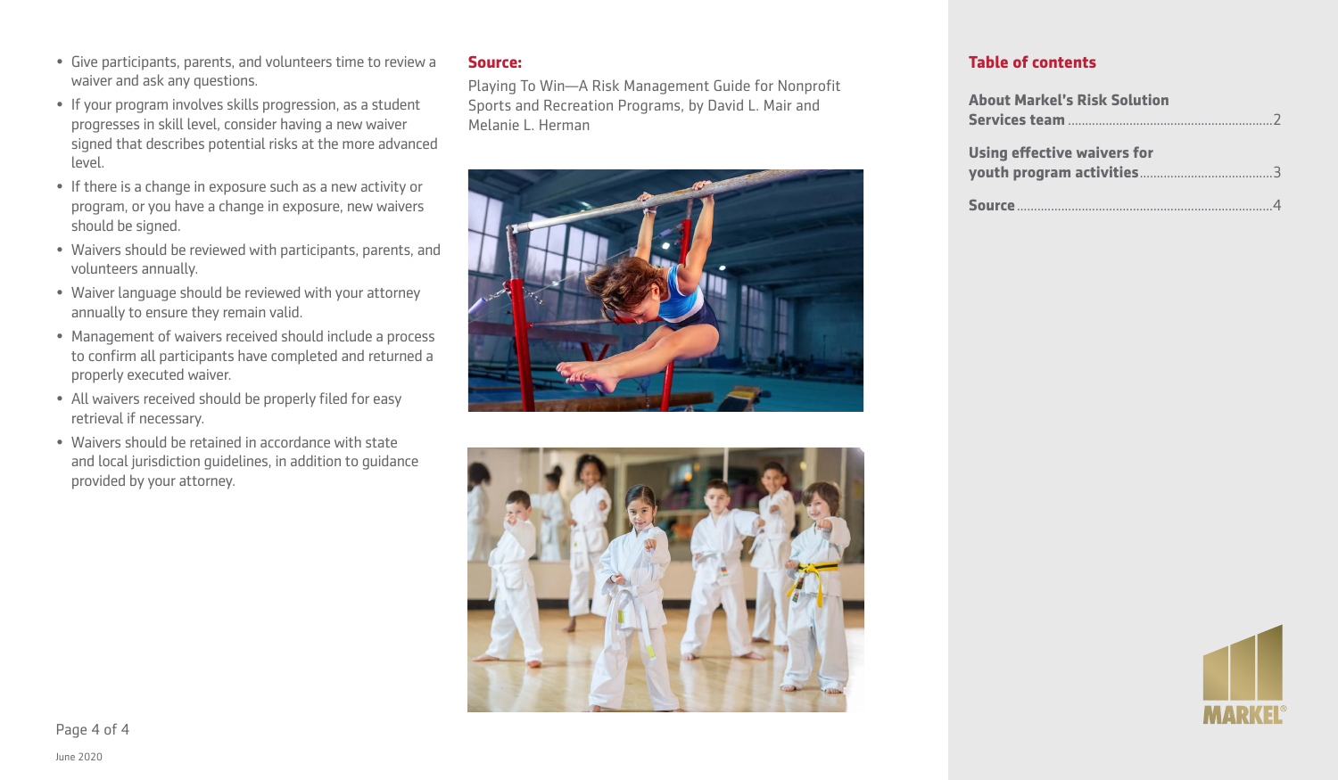- Give participants, parents, and volunteers time to review a waiver and ask any questions.
- If your program involves skills progression, as a student progresses in skill level, consider having a new waiver signed that describes potential risks at the more advanced level.
- If there is a change in exposure such as a new activity or program, or you have a change in exposure, new waivers should be signed.
- Waivers should be reviewed with participants, parents, and volunteers annually.
- Waiver language should be reviewed with your attorney annually to ensure they remain valid.
- Management of waivers received should include a process to confirm all participants have completed and returned a properly executed waiver.
- All waivers received should be properly filed for easy retrieval if necessary.
- Waivers should be retained in accordance with state and local jurisdiction guidelines, in addition to guidance provided by your attorney.

## Source:

Playing To Win—A Risk Management Guide for Nonprofit Sports and Recreation Programs, by David L. Mair and Melanie L. Herman

## Table of contents

**About Markel's Risk Solution Services team** .......... 2

**Using effective waivers for youth program activities** .......... 3

**Source** .......... 4

June 2020